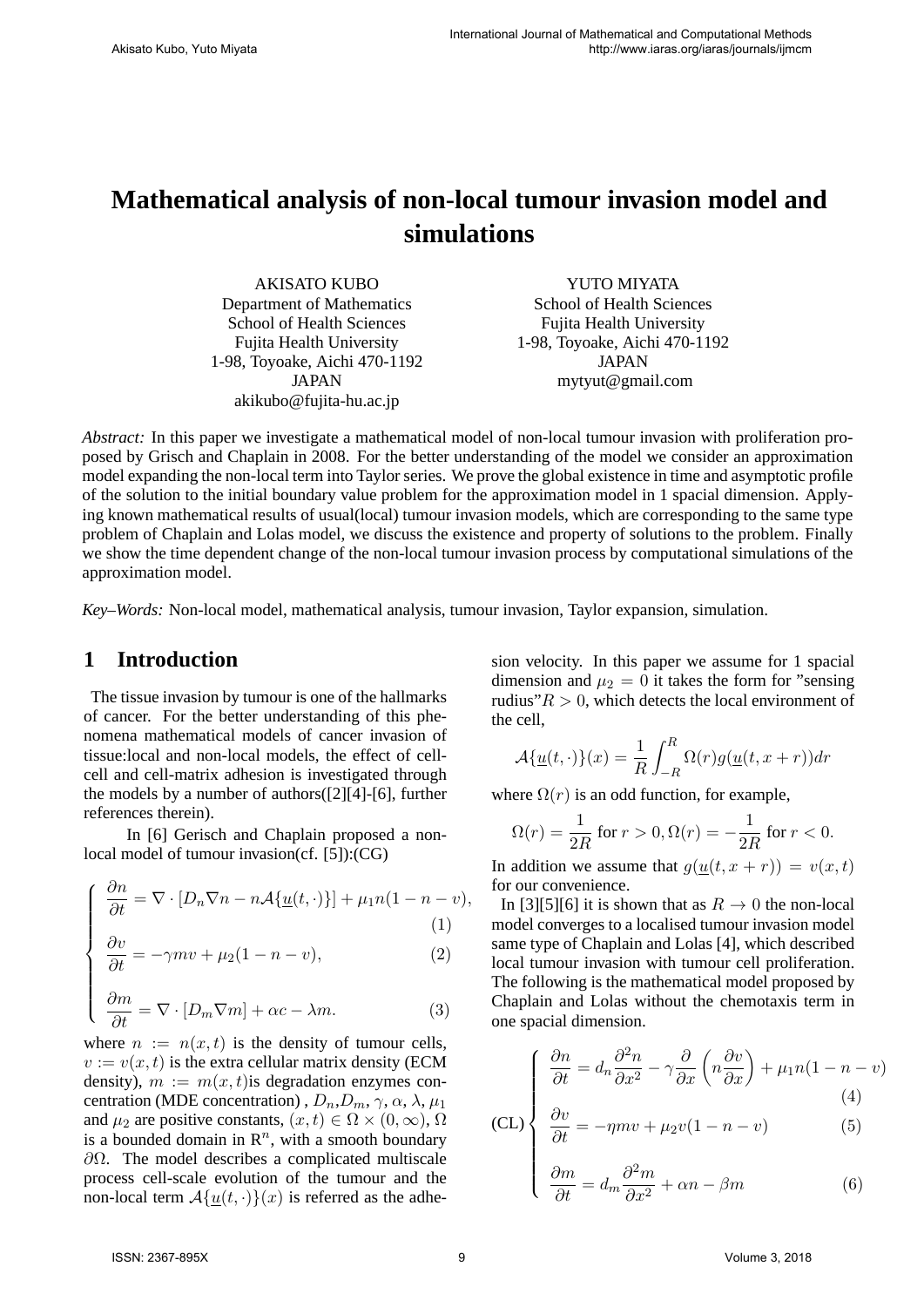# Mathematical analysis of non-local tumour invasion model and simulations

AKISATO KUBO
Department of Mathematics
School of Health Sciences
Fujita Health University
1-98, Toyoake, Aichi 470-1192
JAPAN
akikubo@fujita-hu.ac.jp

YUTO MIYATA
School of Health Sciences
Fujita Health University
1-98, Toyoake, Aichi 470-1192
JAPAN
mytyut@gmail.com

*Abstract:* In this paper we investigate a mathematical model of non-local tumour invasion with proliferation proposed by Grisch and Chaplain in 2008. For the better understanding of the model we consider an approximation model expanding the non-local term into Taylor series. We prove the global existence in time and asymptotic profile of the solution to the initial boundary value problem for the approximation model in 1 spacial dimension. Applying known mathematical results of usual(local) tumour invasion models, which are corresponding to the same type problem of Chaplain and Lolas model, we discuss the existence and property of solutions to the problem. Finally we show the time dependent change of the non-local tumour invasion process by computational simulations of the approximation model.

*Key–Words:* Non-local model, mathematical analysis, tumour invasion, Taylor expansion, simulation.

## 1 Introduction

The tissue invasion by tumour is one of the hallmarks of cancer. For the better understanding of this phenomena mathematical models of cancer invasion of tissue:local and non-local models, the effect of cell-cell and cell-matrix adhesion is investigated through the models by a number of authors([2][4]-[6], further references therein).

In [6] Gerisch and Chaplain proposed a non-local model of tumour invasion(cf. [5]):(CG)

$$
\begin{cases}
\dfrac{\partial n}{\partial t} = \nabla \cdot [D_n \nabla n - n\mathcal{A}\{\underline{u}(t,\cdot)\}] + \mu_1 n(1-n-v), & (1)\\[2mm]
\dfrac{\partial v}{\partial t} = -\gamma m v + \mu_2(1-n-v), & (2)\\[2mm]
\dfrac{\partial m}{\partial t} = \nabla \cdot [D_m \nabla m] + \alpha c - \lambda m. & (3)
\end{cases}
$$

where $n := n(x,t)$ is the density of tumour cells, $v := v(x,t)$ is the extra cellular matrix density (ECM density), $m := m(x,t)$is degradation enzymes concentration (MDE concentration) , $D_n$,$D_m$, $\gamma$, $\alpha$, $\lambda$, $\mu_1$ and $\mu_2$ are positive constants, $(x,t) \in \Omega \times (0,\infty)$, $\Omega$ is a bounded domain in $\mathrm{R}^n$, with a smooth boundary $\partial\Omega$. The model describes a complicated multiscale process cell-scale evolution of the tumour and the non-local term $\mathcal{A}\{\underline{u}(t,\cdot)\}(x)$ is referred as the adhesion velocity. In this paper we assume for 1 spacial dimension and $\mu_2 = 0$ it takes the form for "sensing rudius"$R > 0$, which detects the local environment of the cell,

$$
\mathcal{A}\{\underline{u}(t,\cdot)\}(x) = \frac{1}{R}\int_{-R}^{R} \Omega(r) g(\underline{u}(t, x+r)) dr
$$

where $\Omega(r)$ is an odd function, for example,

$$
\Omega(r) = \frac{1}{2R} \text{ for } r > 0, \Omega(r) = -\frac{1}{2R} \text{ for } r < 0.
$$

In addition we assume that $g(\underline{u}(t, x+r)) = v(x,t)$ for our convenience.

In [3][5][6] it is shown that as $R \to 0$ the non-local model converges to a localised tumour invasion model same type of Chaplain and Lolas [4], which described local tumour invasion with tumour cell proliferation. The following is the mathematical model proposed by Chaplain and Lolas without the chemotaxis term in one spacial dimension.

$$
\text{(CL)}
\begin{cases}
\dfrac{\partial n}{\partial t} = d_n \dfrac{\partial^2 n}{\partial x^2} - \gamma \dfrac{\partial}{\partial x}\left(n \dfrac{\partial v}{\partial x}\right) + \mu_1 n(1-n-v) & (4)\\[2mm]
\dfrac{\partial v}{\partial t} = -\eta m v + \mu_2 v(1-n-v) & (5)\\[2mm]
\dfrac{\partial m}{\partial t} = d_m \dfrac{\partial^2 m}{\partial x^2} + \alpha n - \beta m & (6)
\end{cases}
$$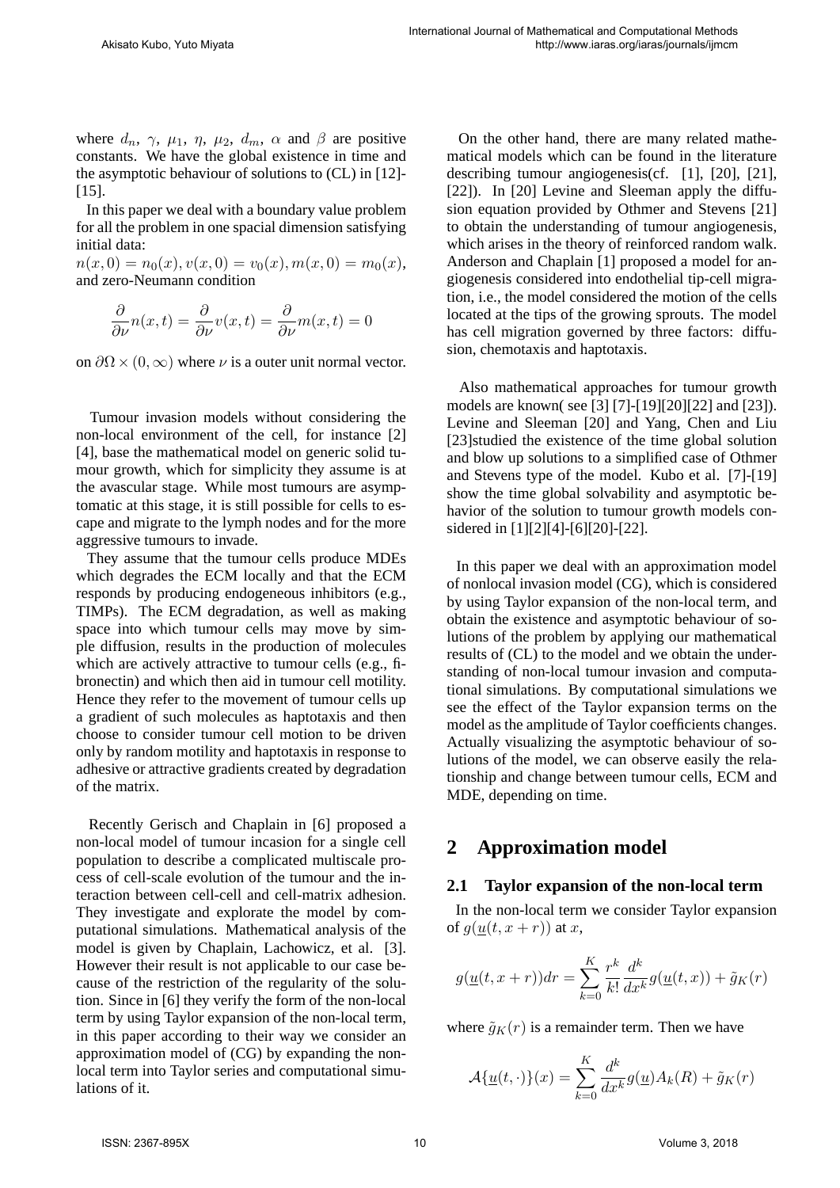where $d_n$, $\gamma$, $\mu_1$, $\eta$, $\mu_2$, $d_m$, $\alpha$ and $\beta$ are positive constants. We have the global existence in time and the asymptotic behaviour of solutions to (CL) in [12]-[15].

In this paper we deal with a boundary value problem for all the problem in one spacial dimension satisfying initial data:
$n(x,0) = n_0(x), v(x,0) = v_0(x), m(x,0) = m_0(x)$, and zero-Neumann condition

$$\frac{\partial}{\partial \nu} n(x,t) = \frac{\partial}{\partial \nu} v(x,t) = \frac{\partial}{\partial \nu} m(x,t) = 0$$

on $\partial\Omega \times (0, \infty)$ where $\nu$ is a outer unit normal vector.

Tumour invasion models without considering the non-local environment of the cell, for instance [2] [4], base the mathematical model on generic solid tumour growth, which for simplicity they assume is at the avascular stage. While most tumours are asymptomatic at this stage, it is still possible for cells to escape and migrate to the lymph nodes and for the more aggressive tumours to invade.

They assume that the tumour cells produce MDEs which degrades the ECM locally and that the ECM responds by producing endogeneous inhibitors (e.g., TIMPs). The ECM degradation, as well as making space into which tumour cells may move by simple diffusion, results in the production of molecules which are actively attractive to tumour cells (e.g., fibronectin) and which then aid in tumour cell motility. Hence they refer to the movement of tumour cells up a gradient of such molecules as haptotaxis and then choose to consider tumour cell motion to be driven only by random motility and haptotaxis in response to adhesive or attractive gradients created by degradation of the matrix.

Recently Gerisch and Chaplain in [6] proposed a non-local model of tumour incasion for a single cell population to describe a complicated multiscale process of cell-scale evolution of the tumour and the interaction between cell-cell and cell-matrix adhesion. They investigate and explorate the model by computational simulations. Mathematical analysis of the model is given by Chaplain, Lachowicz, et al. [3]. However their result is not applicable to our case because of the restriction of the regularity of the solution. Since in [6] they verify the form of the non-local term by using Taylor expansion of the non-local term, in this paper according to their way we consider an approximation model of (CG) by expanding the non-local term into Taylor series and computational simulations of it.

On the other hand, there are many related mathematical models which can be found in the literature describing tumour angiogenesis(cf. [1], [20], [21], [22]). In [20] Levine and Sleeman apply the diffusion equation provided by Othmer and Stevens [21] to obtain the understanding of tumour angiogenesis, which arises in the theory of reinforced random walk. Anderson and Chaplain [1] proposed a model for angiogenesis considered into endothelial tip-cell migration, i.e., the model considered the motion of the cells located at the tips of the growing sprouts. The model has cell migration governed by three factors: diffusion, chemotaxis and haptotaxis.

Also mathematical approaches for tumour growth models are known( see [3] [7]-[19][20][22] and [23]). Levine and Sleeman [20] and Yang, Chen and Liu [23]studied the existence of the time global solution and blow up solutions to a simplified case of Othmer and Stevens type of the model. Kubo et al. [7]-[19] show the time global solvability and asymptotic behavior of the solution to tumour growth models considered in [1][2][4]-[6][20]-[22].

In this paper we deal with an approximation model of nonlocal invasion model (CG), which is considered by using Taylor expansion of the non-local term, and obtain the existence and asymptotic behaviour of solutions of the problem by applying our mathematical results of (CL) to the model and we obtain the understanding of non-local tumour invasion and computational simulations. By computational simulations we see the effect of the Taylor expansion terms on the model as the amplitude of Taylor coefficients changes. Actually visualizing the asymptotic behaviour of solutions of the model, we can observe easily the relationship and change between tumour cells, ECM and MDE, depending on time.

## 2 Approximation model

### 2.1 Taylor expansion of the non-local term

In the non-local term we consider Taylor expansion of $g(\underline{u}(t, x + r))$ at $x$,

$$g(\underline{u}(t, x + r))dr = \sum_{k=0}^{K} \frac{r^k}{k!} \frac{d^k}{dx^k} g(\underline{u}(t, x)) + \tilde{g}_K(r)$$

where $\tilde{g}_K(r)$ is a remainder term. Then we have

$$\mathcal{A}\{\underline{u}(t, \cdot)\}(x) = \sum_{k=0}^{K} \frac{d^k}{dx^k} g(\underline{u}) A_k(R) + \tilde{g}_K(r)$$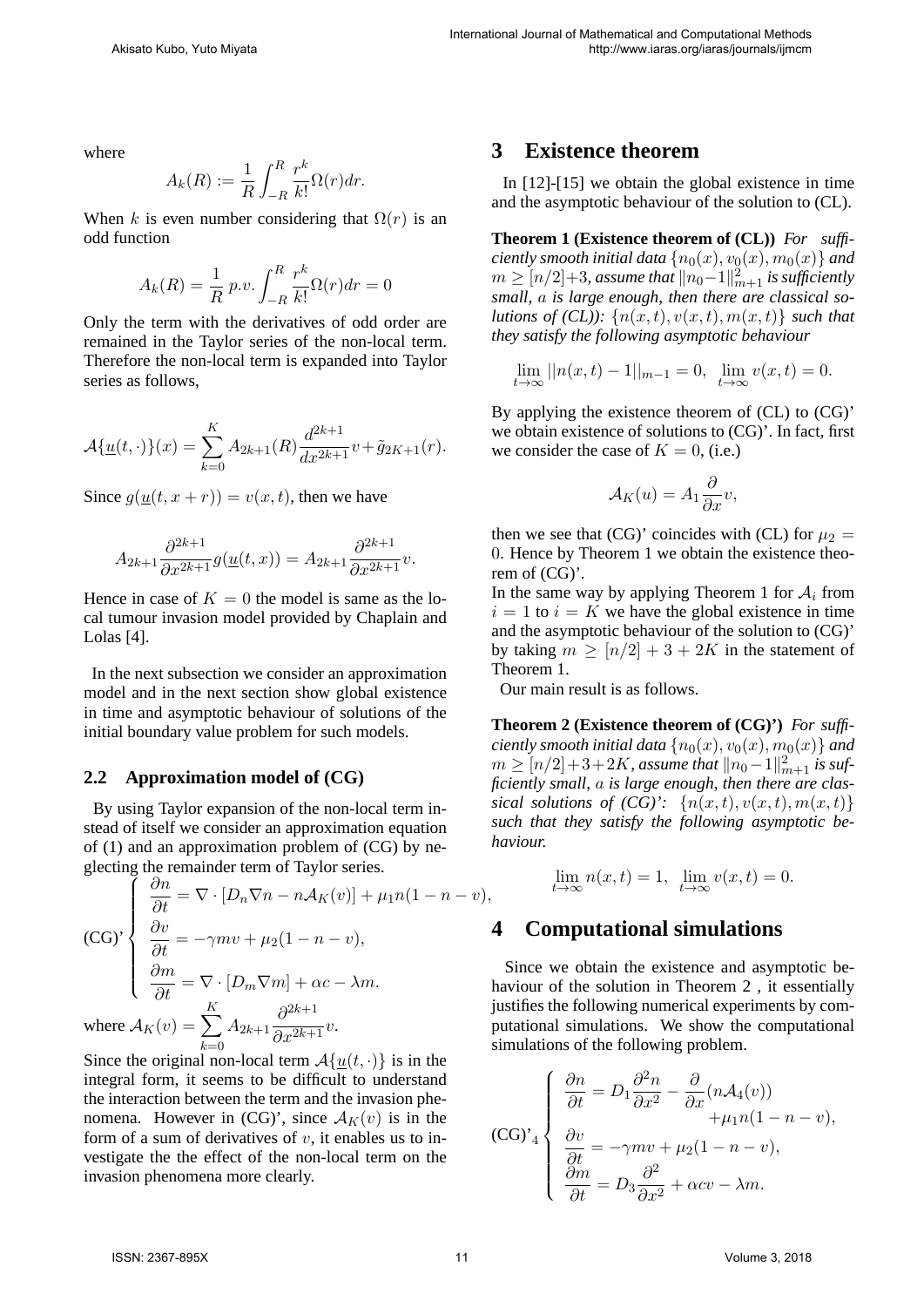where

$$A_k(R) := \frac{1}{R}\int_{-R}^{R}\frac{r^k}{k!}\Omega(r)dr.$$

When $k$ is even number considering that $\Omega(r)$ is an odd function

$$A_k(R) = \frac{1}{R}\, p.v. \int_{-R}^{R}\frac{r^k}{k!}\Omega(r)dr = 0$$

Only the term with the derivatives of odd order are remained in the Taylor series of the non-local term. Therefore the non-local term is expanded into Taylor series as follows,

$$\mathcal{A}\{\underline{u}(t,\cdot)\}(x) = \sum_{k=0}^{K} A_{2k+1}(R)\frac{d^{2k+1}}{dx^{2k+1}}v + \tilde{g}_{2K+1}(r).$$

Since $g(\underline{u}(t, x + r)) = v(x, t)$, then we have

$$A_{2k+1}\frac{\partial^{2k+1}}{\partial x^{2k+1}}g(\underline{u}(t,x)) = A_{2k+1}\frac{\partial^{2k+1}}{\partial x^{2k+1}}v.$$

Hence in case of $K = 0$ the model is same as the local tumour invasion model provided by Chaplain and Lolas [4].

In the next subsection we consider an approximation model and in the next section show global existence in time and asymptotic behaviour of solutions of the initial boundary value problem for such models.

### 2.2 Approximation model of (CG)

By using Taylor expansion of the non-local term instead of itself we consider an approximation equation of (1) and an approximation problem of (CG) by neglecting the remainder term of Taylor series.

$$\text{(CG)'}\begin{cases} \dfrac{\partial n}{\partial t} = \nabla\cdot[D_n\nabla n - n\mathcal{A}_K(v)] + \mu_1 n(1-n-v), \\ \dfrac{\partial v}{\partial t} = -\gamma m v + \mu_2(1-n-v), \\ \dfrac{\partial m}{\partial t} = \nabla\cdot[D_m\nabla m] + \alpha c - \lambda m. \end{cases}$$

where $\mathcal{A}_K(v) = \displaystyle\sum_{k=0}^{K} A_{2k+1}\frac{\partial^{2k+1}}{\partial x^{2k+1}}v.$

Since the original non-local term $\mathcal{A}\{\underline{u}(t,\cdot)\}$ is in the integral form, it seems to be difficult to understand the interaction between the term and the invasion phenomena. However in (CG)', since $\mathcal{A}_K(v)$ is in the form of a sum of derivatives of $v$, it enables us to investigate the the effect of the non-local term on the invasion phenomena more clearly.

## 3 Existence theorem

In [12]-[15] we obtain the global existence in time and the asymptotic behaviour of the solution to (CL).

**Theorem 1 (Existence theorem of (CL))** *For sufficiently smooth initial data $\{n_0(x), v_0(x), m_0(x)\}$ and $m \geq [n/2]+3$, assume that $\|n_0-1\|^2_{m+1}$ is sufficiently small, $a$ is large enough, then there are classical solutions of (CL)): $\{n(x,t), v(x,t), m(x,t)\}$ such that they satisfy the following asymptotic behaviour*

$$\lim_{t\to\infty}||n(x,t)-1||_{m-1} = 0, \;\; \lim_{t\to\infty}v(x,t) = 0.$$

By applying the existence theorem of (CL) to (CG)' we obtain existence of solutions to (CG)'. In fact, first we consider the case of $K = 0$, (i.e.)

$$\mathcal{A}_K(u) = A_1\frac{\partial}{\partial x}v,$$

then we see that (CG)' coincides with (CL) for $\mu_2 = 0$. Hence by Theorem 1 we obtain the existence theorem of (CG)'.
In the same way by applying Theorem 1 for $\mathcal{A}_i$ from $i = 1$ to $i = K$ we have the global existence in time and the asymptotic behaviour of the solution to (CG)' by taking $m \geq [n/2] + 3 + 2K$ in the statement of Theorem 1.
Our main result is as follows.

**Theorem 2 (Existence theorem of (CG)')** *For sufficiently smooth initial data $\{n_0(x), v_0(x), m_0(x)\}$ and $m \geq [n/2]+3+2K$, assume that $\|n_0-1\|^2_{m+1}$ is sufficiently small, $a$ is large enough, then there are classical solutions of (CG)': $\{n(x,t), v(x,t), m(x,t)\}$ such that they satisfy the following asymptotic behaviour.*

$$\lim_{t\to\infty}n(x,t) = 1, \;\; \lim_{t\to\infty}v(x,t) = 0.$$

## 4 Computational simulations

Since we obtain the existence and asymptotic behaviour of the solution in Theorem 2 , it essentially justifies the following numerical experiments by computational simulations. We show the computational simulations of the following problem.

$$\text{(CG)'}_4\begin{cases} \dfrac{\partial n}{\partial t} = D_1\dfrac{\partial^2 n}{\partial x^2} - \dfrac{\partial}{\partial x}(n\mathcal{A}_4(v)) \\ \qquad\qquad + \mu_1 n(1-n-v), \\ \dfrac{\partial v}{\partial t} = -\gamma m v + \mu_2(1-n-v), \\ \dfrac{\partial m}{\partial t} = D_3\dfrac{\partial^2}{\partial x^2} + \alpha c v - \lambda m. \end{cases}$$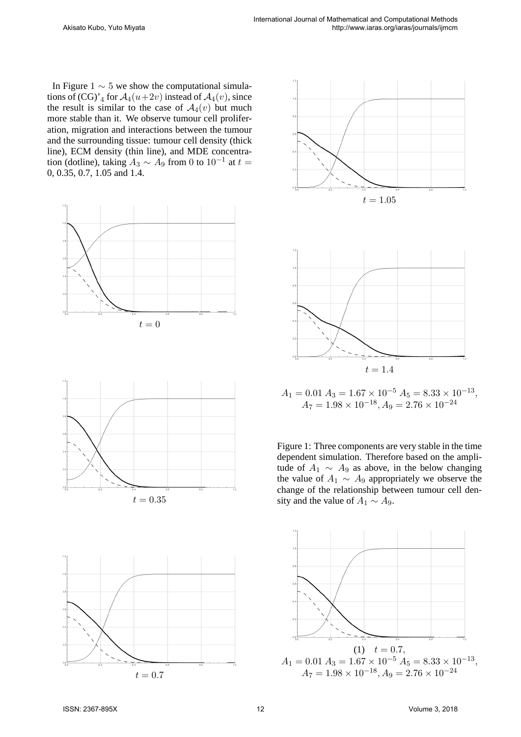In Figure $1 \sim 5$ we show the computational simulations of (CG)'$_4$ for $\mathcal{A}_4(u+2v)$ instead of $\mathcal{A}_4(v)$, since the result is similar to the case of $\mathcal{A}_4(v)$ but much more stable than it. We observe tumour cell proliferation, migration and interactions between the tumour and the surrounding tissue: tumour cell density (thick line), ECM density (thin line), and MDE concentration (dotline), taking $A_3 \sim A_9$ from $0$ to $10^{-1}$ at $t =$ 0, 0.35, 0.7, 1.05 and 1.4.

$t = 0$

$t = 0.35$

$t = 0.7$

$t = 1.05$

$t = 1.4$

$A_1 = 0.01$ $A_3 = 1.67 \times 10^{-5}$ $A_5 = 8.33 \times 10^{-13}$, $A_7 = 1.98 \times 10^{-18}, A_9 = 2.76 \times 10^{-24}$

Figure 1: Three components are very stable in the time dependent simulation. Therefore based on the amplitude of $A_1 \sim A_9$ as above, in the below changing the value of $A_1 \sim A_9$ appropriately we observe the change of the relationship between tumour cell density and the value of $A_1 \sim A_9$.

(1) $t = 0.7$,
$A_1 = 0.01$ $A_3 = 1.67 \times 10^{-5}$ $A_5 = 8.33 \times 10^{-13}$, $A_7 = 1.98 \times 10^{-18}, A_9 = 2.76 \times 10^{-24}$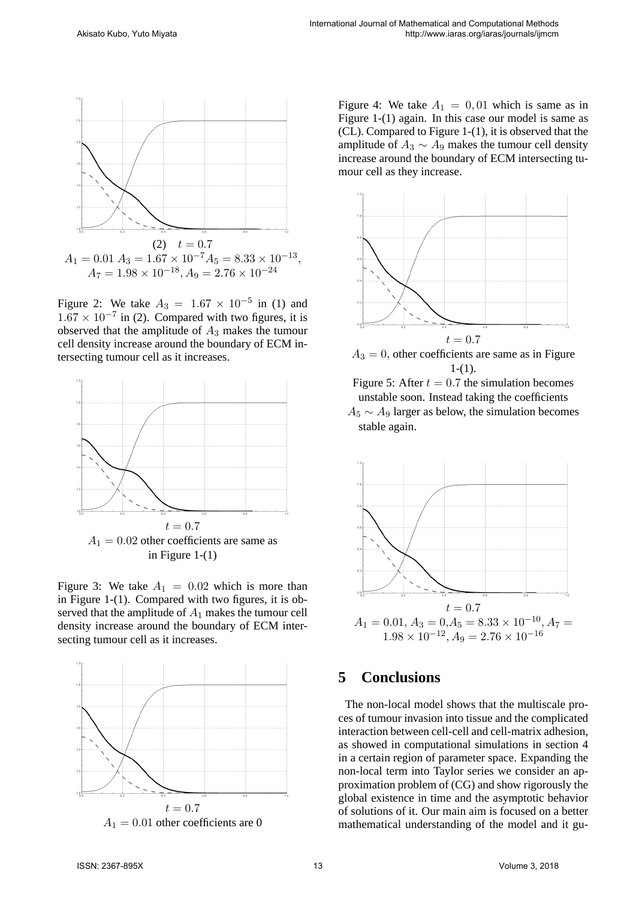(2) $t = 0.7$

$A_1 = 0.01$ $A_3 = 1.67 \times 10^{-7} A_5 = 8.33 \times 10^{-13}$, $A_7 = 1.98 \times 10^{-18}, A_9 = 2.76 \times 10^{-24}$

Figure 2: We take $A_3 = 1.67 \times 10^{-5}$ in (1) and $1.67 \times 10^{-7}$ in (2). Compared with two figures, it is observed that the amplitude of $A_3$ makes the tumour cell density increase around the boundary of ECM intersecting tumour cell as it increases.

$t = 0.7$

$A_1 = 0.02$ other coefficients are same as in Figure 1-(1)

Figure 3: We take $A_1 = 0.02$ which is more than in Figure 1-(1). Compared with two figures, it is observed that the amplitude of $A_1$ makes the tumour cell density increase around the boundary of ECM intersecting tumour cell as it increases.

$t = 0.7$

$A_1 = 0.01$ other coefficients are 0

Figure 4: We take $A_1 = 0, 01$ which is same as in Figure 1-(1) again. In this case our model is same as (CL). Compared to Figure 1-(1), it is observed that the amplitude of $A_3 \sim A_9$ makes the tumour cell density increase around the boundary of ECM intersecting tumour cell as they increase.

$t = 0.7$

$A_3 = 0$, other coefficients are same as in Figure 1-(1).

Figure 5: After $t = 0.7$ the simulation becomes unstable soon. Instead taking the coefficients $A_5 \sim A_9$ larger as below, the simulation becomes stable again.

$t = 0.7$

$A_1 = 0.01$, $A_3 = 0$, $A_5 = 8.33 \times 10^{-10}$, $A_7 = 1.98 \times 10^{-12}$, $A_9 = 2.76 \times 10^{-16}$

## 5 Conclusions

The non-local model shows that the multiscale proces of tumour invasion into tissue and the complicated interaction between cell-cell and cell-matrix adhesion, as showed in computational simulations in section 4 in a certain region of parameter space. Expanding the non-local term into Taylor series we consider an approximation problem of (CG) and show rigorously the global existence in time and the asymptotic behavior of solutions of it. Our main aim is focused on a better mathematical understanding of the model and it gu-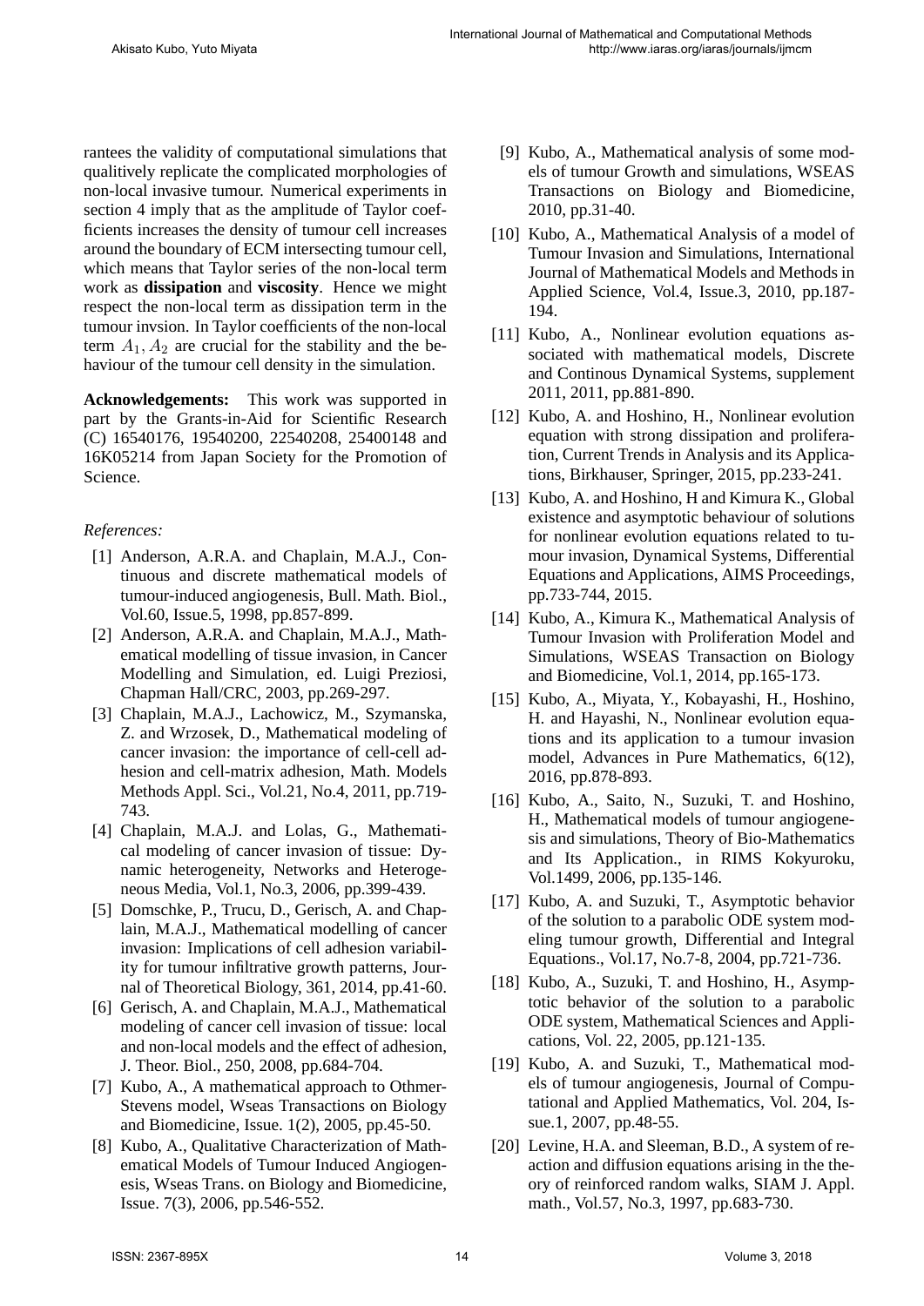rantees the validity of computational simulations that qualitively replicate the complicated morphologies of non-local invasive tumour. Numerical experiments in section 4 imply that as the amplitude of Taylor coefficients increases the density of tumour cell increases around the boundary of ECM intersecting tumour cell, which means that Taylor series of the non-local term work as **dissipation** and **viscosity**. Hence we might respect the non-local term as dissipation term in the tumour invsion. In Taylor coefficients of the non-local term $A_1, A_2$ are crucial for the stability and the behaviour of the tumour cell density in the simulation.

**Acknowledgements:** This work was supported in part by the Grants-in-Aid for Scientific Research (C) 16540176, 19540200, 22540208, 25400148 and 16K05214 from Japan Society for the Promotion of Science.

*References:*

[1] Anderson, A.R.A. and Chaplain, M.A.J., Continuous and discrete mathematical models of tumour-induced angiogenesis, Bull. Math. Biol., Vol.60, Issue.5, 1998, pp.857-899.

[2] Anderson, A.R.A. and Chaplain, M.A.J., Mathematical modelling of tissue invasion, in Cancer Modelling and Simulation, ed. Luigi Preziosi, Chapman Hall/CRC, 2003, pp.269-297.

[3] Chaplain, M.A.J., Lachowicz, M., Szymanska, Z. and Wrzosek, D., Mathematical modeling of cancer invasion: the importance of cell-cell adhesion and cell-matrix adhesion, Math. Models Methods Appl. Sci., Vol.21, No.4, 2011, pp.719-743.

[4] Chaplain, M.A.J. and Lolas, G., Mathematical modeling of cancer invasion of tissue: Dynamic heterogeneity, Networks and Heterogeneous Media, Vol.1, No.3, 2006, pp.399-439.

[5] Domschke, P., Trucu, D., Gerisch, A. and Chaplain, M.A.J., Mathematical modelling of cancer invasion: Implications of cell adhesion variability for tumour infiltrative growth patterns, Journal of Theoretical Biology, 361, 2014, pp.41-60.

[6] Gerisch, A. and Chaplain, M.A.J., Mathematical modeling of cancer cell invasion of tissue: local and non-local models and the effect of adhesion, J. Theor. Biol., 250, 2008, pp.684-704.

[7] Kubo, A., A mathematical approach to Othmer-Stevens model, Wseas Transactions on Biology and Biomedicine, Issue. 1(2), 2005, pp.45-50.

[8] Kubo, A., Qualitative Characterization of Mathematical Models of Tumour Induced Angiogenesis, Wseas Trans. on Biology and Biomedicine, Issue. 7(3), 2006, pp.546-552.

[9] Kubo, A., Mathematical analysis of some models of tumour Growth and simulations, WSEAS Transactions on Biology and Biomedicine, 2010, pp.31-40.

[10] Kubo, A., Mathematical Analysis of a model of Tumour Invasion and Simulations, International Journal of Mathematical Models and Methods in Applied Science, Vol.4, Issue.3, 2010, pp.187-194.

[11] Kubo, A., Nonlinear evolution equations associated with mathematical models, Discrete and Continous Dynamical Systems, supplement 2011, 2011, pp.881-890.

[12] Kubo, A. and Hoshino, H., Nonlinear evolution equation with strong dissipation and proliferation, Current Trends in Analysis and its Applications, Birkhauser, Springer, 2015, pp.233-241.

[13] Kubo, A. and Hoshino, H and Kimura K., Global existence and asymptotic behaviour of solutions for nonlinear evolution equations related to tumour invasion, Dynamical Systems, Differential Equations and Applications, AIMS Proceedings, pp.733-744, 2015.

[14] Kubo, A., Kimura K., Mathematical Analysis of Tumour Invasion with Proliferation Model and Simulations, WSEAS Transaction on Biology and Biomedicine, Vol.1, 2014, pp.165-173.

[15] Kubo, A., Miyata, Y., Kobayashi, H., Hoshino, H. and Hayashi, N., Nonlinear evolution equations and its application to a tumour invasion model, Advances in Pure Mathematics, 6(12), 2016, pp.878-893.

[16] Kubo, A., Saito, N., Suzuki, T. and Hoshino, H., Mathematical models of tumour angiogenesis and simulations, Theory of Bio-Mathematics and Its Application., in RIMS Kokyuroku, Vol.1499, 2006, pp.135-146.

[17] Kubo, A. and Suzuki, T., Asymptotic behavior of the solution to a parabolic ODE system modeling tumour growth, Differential and Integral Equations., Vol.17, No.7-8, 2004, pp.721-736.

[18] Kubo, A., Suzuki, T. and Hoshino, H., Asymptotic behavior of the solution to a parabolic ODE system, Mathematical Sciences and Applications, Vol. 22, 2005, pp.121-135.

[19] Kubo, A. and Suzuki, T., Mathematical models of tumour angiogenesis, Journal of Computational and Applied Mathematics, Vol. 204, Issue.1, 2007, pp.48-55.

[20] Levine, H.A. and Sleeman, B.D., A system of reaction and diffusion equations arising in the theory of reinforced random walks, SIAM J. Appl. math., Vol.57, No.3, 1997, pp.683-730.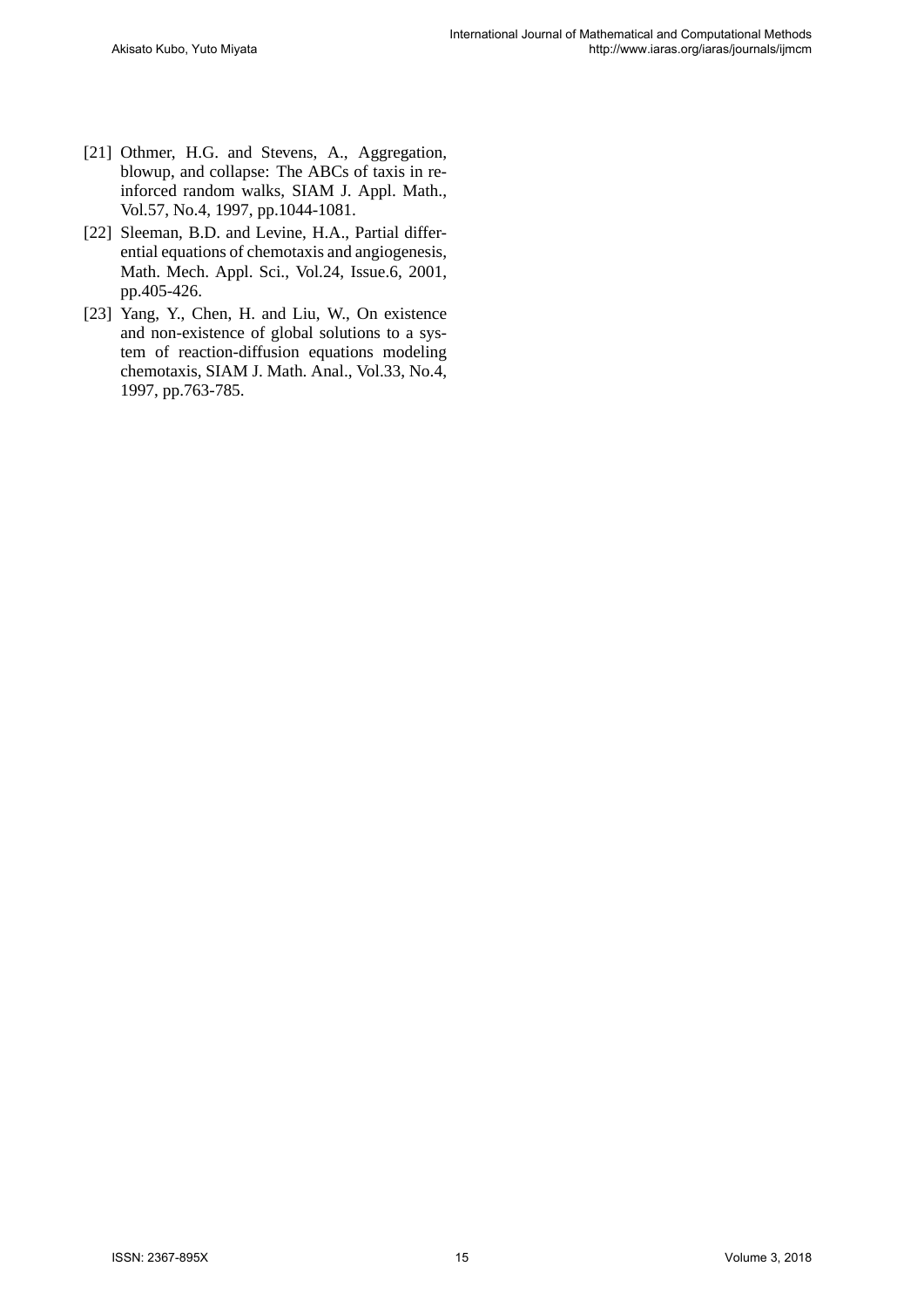[21] Othmer, H.G. and Stevens, A., Aggregation, blowup, and collapse: The ABCs of taxis in reinforced random walks, SIAM J. Appl. Math., Vol.57, No.4, 1997, pp.1044-1081.

[22] Sleeman, B.D. and Levine, H.A., Partial differential equations of chemotaxis and angiogenesis, Math. Mech. Appl. Sci., Vol.24, Issue.6, 2001, pp.405-426.

[23] Yang, Y., Chen, H. and Liu, W., On existence and non-existence of global solutions to a system of reaction-diffusion equations modeling chemotaxis, SIAM J. Math. Anal., Vol.33, No.4, 1997, pp.763-785.